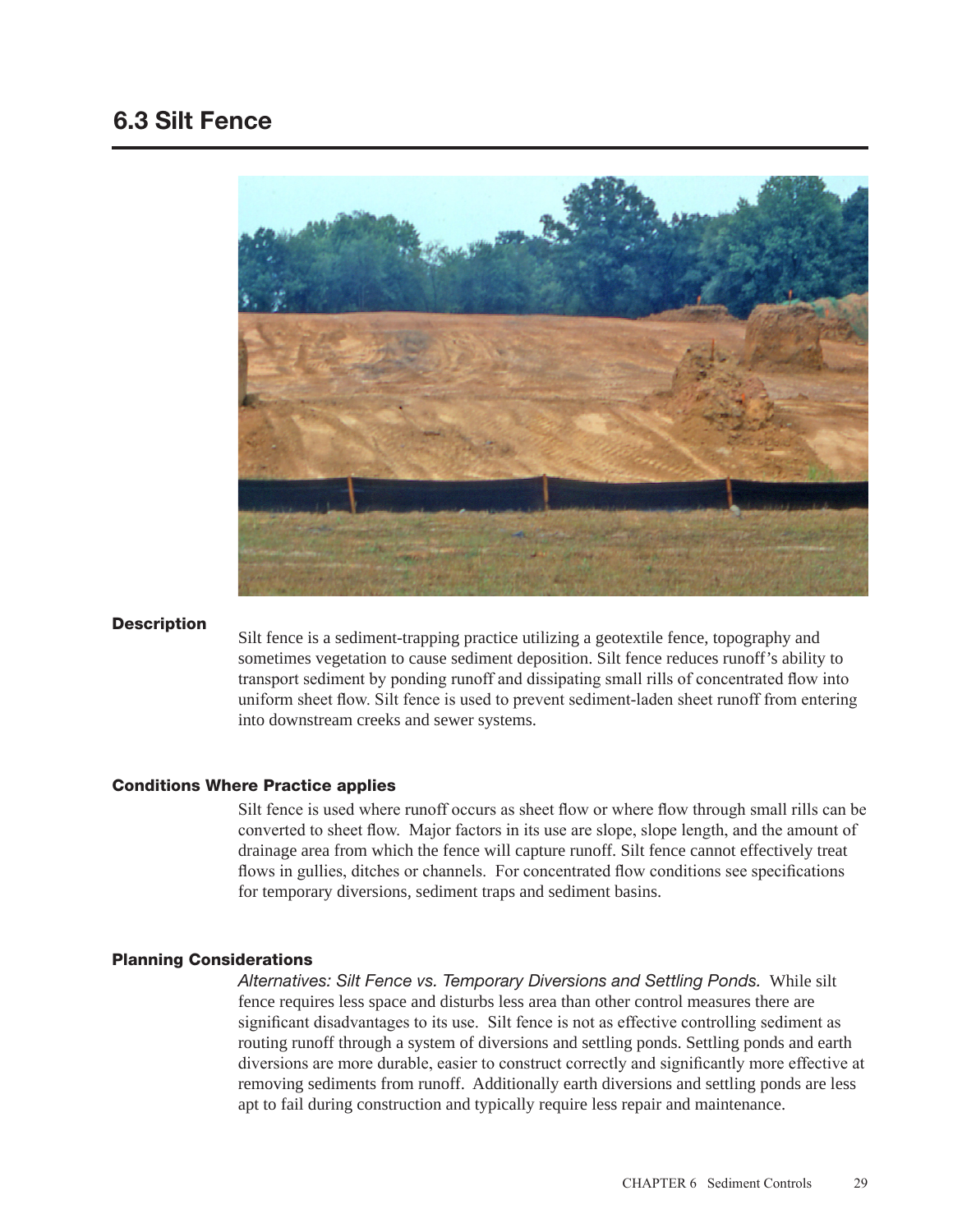# 6.3 Silt Fence

### Description

Silt fence is a sediment-trapping practice utilizing a geotextile fence, topography and sometimes vegetation to cause sediment deposition. Silt fence reduces runoff's ability to transport sediment by ponding runoff and dissipating small rills of concentrated flow into uniform sheet flow. Silt fence is used to prevent sediment-laden sheet runoff from entering into downstream creeks and sewer systems.

### Conditions Where Practice applies

Silt fence is used where runoff occurs as sheet flow or where flow through small rills can be converted to sheet flow. Major factors in its use are slope, slope length, and the amount of drainage area from which the fence will capture runoff. Silt fence cannot effectively treat flows in gullies, ditches or channels. For concentrated flow conditions see specifications for temporary diversions, sediment traps and sediment basins.

### Planning Considerations

*Alternatives: Silt Fence vs. Temporary Diversions and Settling Ponds.* While silt fence requires less space and disturbs less area than other control measures there are significant disadvantages to its use. Silt fence is not as effective controlling sediment as routing runoff through a system of diversions and settling ponds. Settling ponds and earth diversions are more durable, easier to construct correctly and significantly more effective at removing sediments from runoff. Additionally earth diversions and settling ponds are less apt to fail during construction and typically require less repair and maintenance.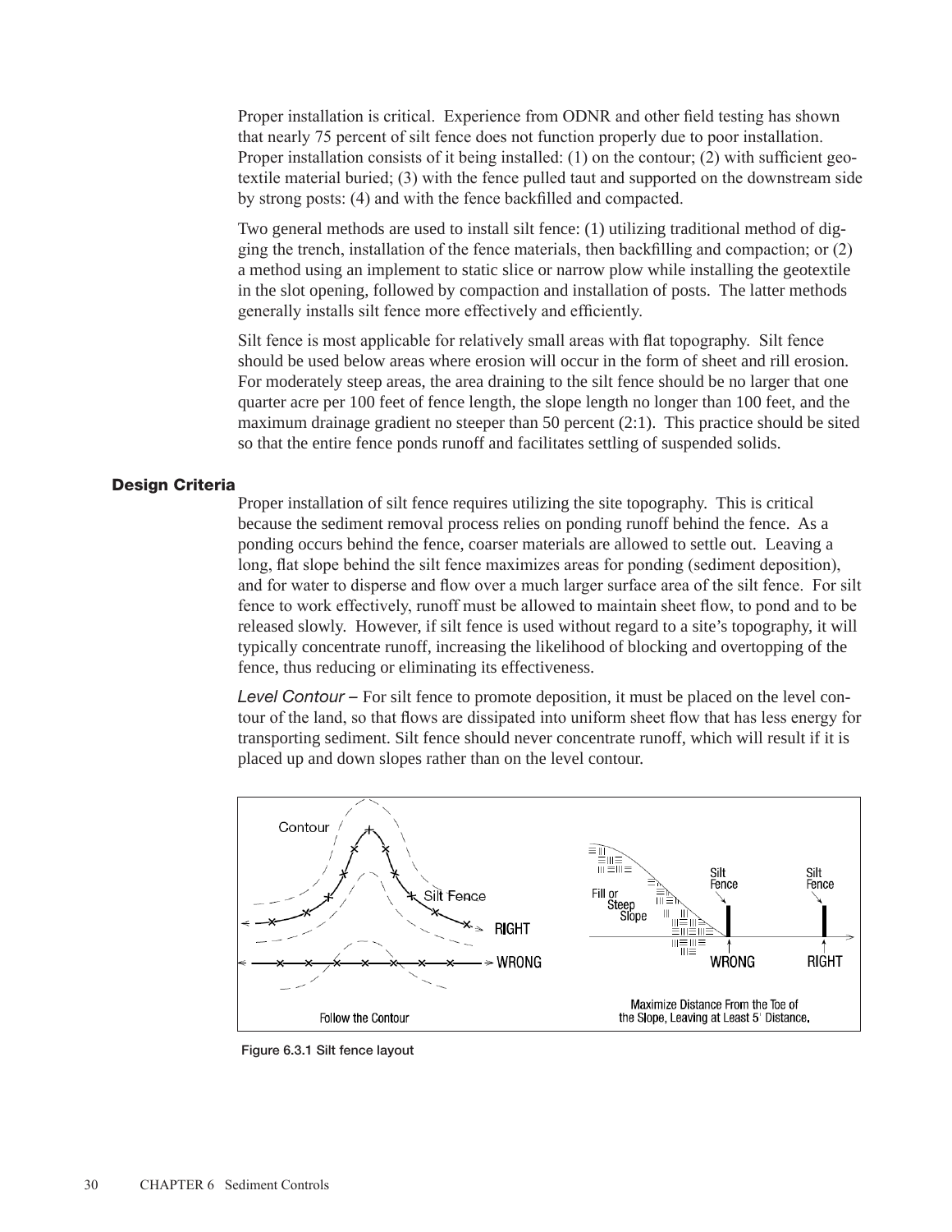Proper installation is critical. Experience from ODNR and other field testing has shown that nearly 75 percent of silt fence does not function properly due to poor installation. Proper installation consists of it being installed: (1) on the contour; (2) with sufficient geotextile material buried; (3) with the fence pulled taut and supported on the downstream side by strong posts: (4) and with the fence backfilled and compacted.

Two general methods are used to install silt fence: (1) utilizing traditional method of digging the trench, installation of the fence materials, then backfilling and compaction; or (2) a method using an implement to static slice or narrow plow while installing the geotextile in the slot opening, followed by compaction and installation of posts. The latter methods generally installs silt fence more effectively and efficiently.

Silt fence is most applicable for relatively small areas with flat topography. Silt fence should be used below areas where erosion will occur in the form of sheet and rill erosion. For moderately steep areas, the area draining to the silt fence should be no larger that one quarter acre per 100 feet of fence length, the slope length no longer than 100 feet, and the maximum drainage gradient no steeper than 50 percent (2:1). This practice should be sited so that the entire fence ponds runoff and facilitates settling of suspended solids.

### Design Criteria

Proper installation of silt fence requires utilizing the site topography. This is critical because the sediment removal process relies on ponding runoff behind the fence. As a ponding occurs behind the fence, coarser materials are allowed to settle out. Leaving a long, flat slope behind the silt fence maximizes areas for ponding (sediment deposition), and for water to disperse and flow over a much larger surface area of the silt fence. For silt fence to work effectively, runoff must be allowed to maintain sheet flow, to pond and to be released slowly. However, if silt fence is used without regard to a site's topography, it will typically concentrate runoff, increasing the likelihood of blocking and overtopping of the fence, thus reducing or eliminating its effectiveness.

*Level Contour* – For silt fence to promote deposition, it must be placed on the level contour of the land, so that flows are dissipated into uniform sheet flow that has less energy for transporting sediment. Silt fence should never concentrate runoff, which will result if it is placed up and down slopes rather than on the level contour.

Contour / Silt Fence / RIGHT / WRONG — Follow the Contour

Fill or Steep Slope / Silt Fence / WRONG / Silt Fence / RIGHT — Maximize Distance From the Toe of the Slope, Leaving at Least 5' Distance.

Figure 6.3.1 Silt fence layout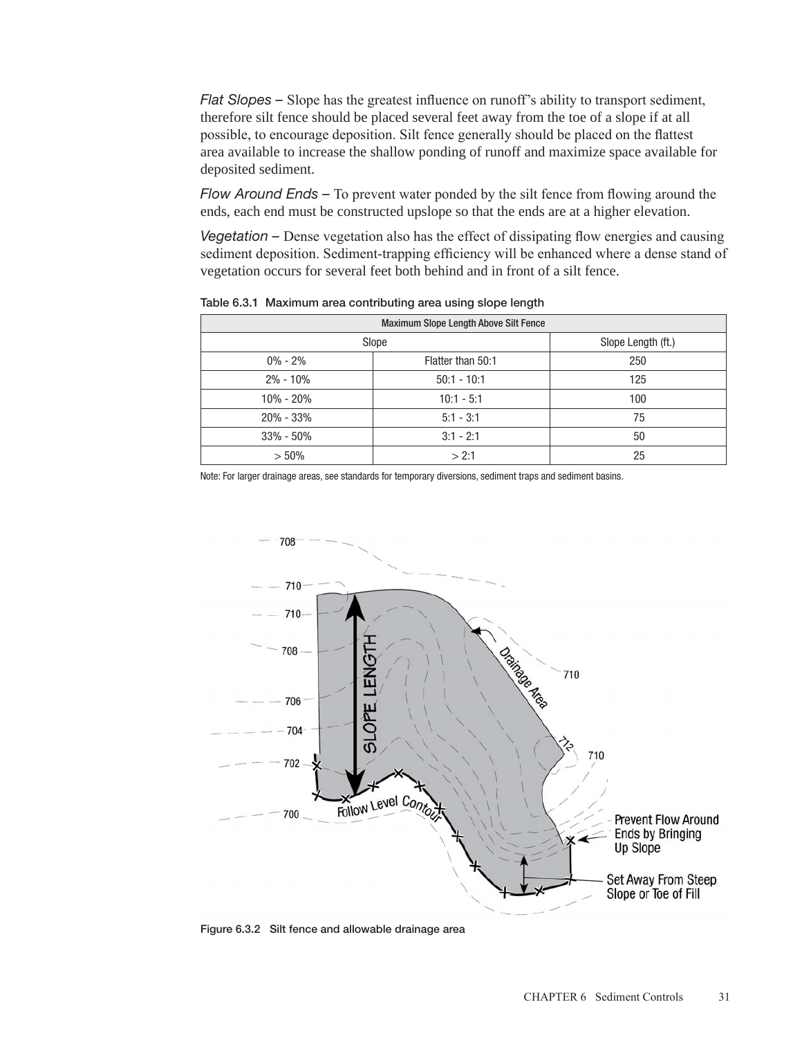*Flat Slopes* – Slope has the greatest influence on runoff's ability to transport sediment, therefore silt fence should be placed several feet away from the toe of a slope if at all possible, to encourage deposition. Silt fence generally should be placed on the flattest area available to increase the shallow ponding of runoff and maximize space available for deposited sediment.

*Flow Around Ends* – To prevent water ponded by the silt fence from flowing around the ends, each end must be constructed upslope so that the ends are at a higher elevation.

*Vegetation* – Dense vegetation also has the effect of dissipating flow energies and causing sediment deposition. Sediment-trapping efficiency will be enhanced where a dense stand of vegetation occurs for several feet both behind and in front of a silt fence.

**Table 6.3.1 Maximum area contributing area using slope length**

| Maximum Slope Length Above Silt Fence | | |
|---|---|---|
| Slope | | Slope Length (ft.) |
| 0% - 2% | Flatter than 50:1 | 250 |
| 2% - 10% | 50:1 - 10:1 | 125 |
| 10% - 20% | 10:1 - 5:1 | 100 |
| 20% - 33% | 5:1 - 3:1 | 75 |
| 33% - 50% | 3:1 - 2:1 | 50 |
| > 50% | > 2:1 | 25 |

Note: For larger drainage areas, see standards for temporary diversions, sediment traps and sediment basins.

**Figure 6.3.2 Silt fence and allowable drainage area**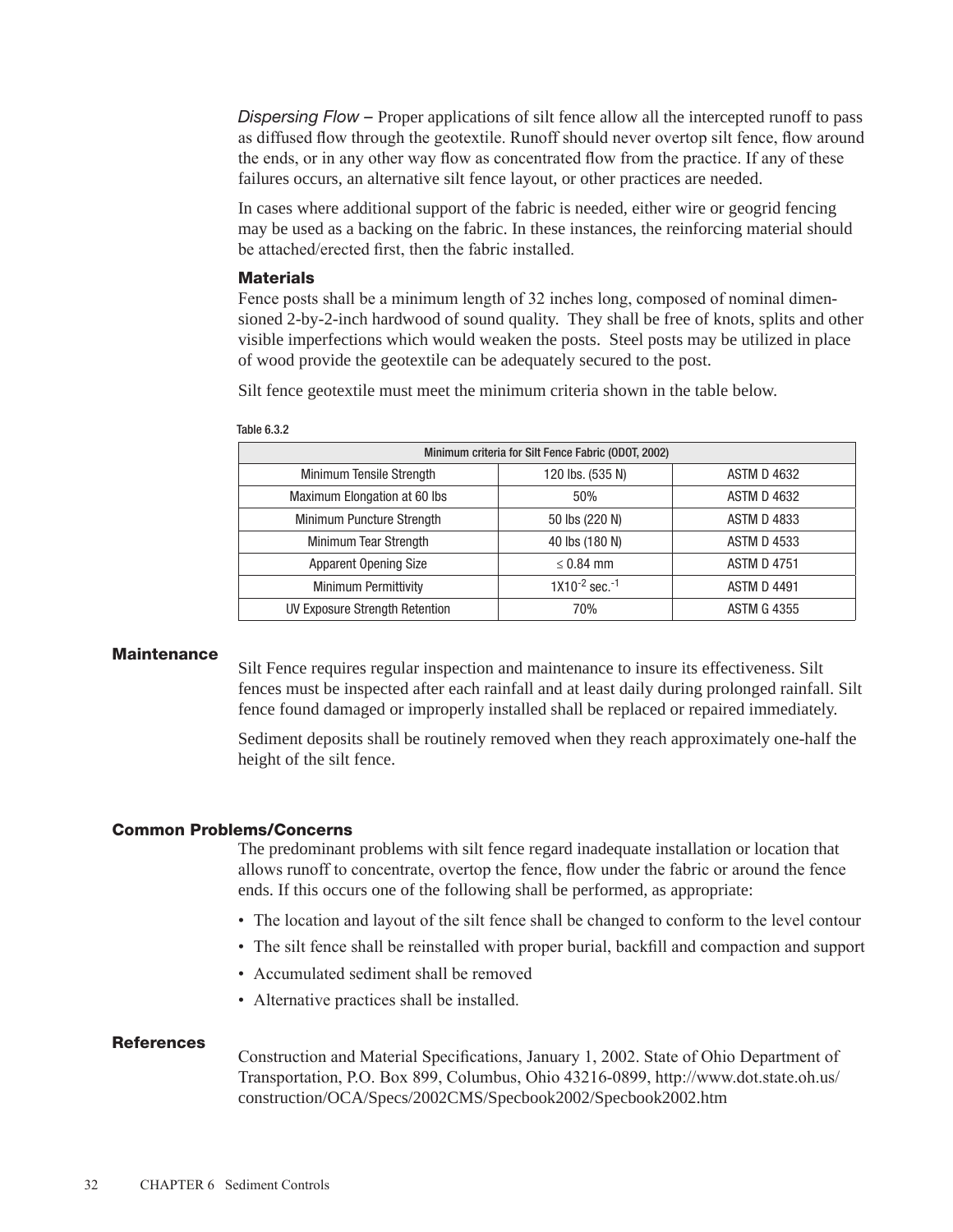*Dispersing Flow* – Proper applications of silt fence allow all the intercepted runoff to pass as diffused flow through the geotextile. Runoff should never overtop silt fence, flow around the ends, or in any other way flow as concentrated flow from the practice. If any of these failures occurs, an alternative silt fence layout, or other practices are needed.

In cases where additional support of the fabric is needed, either wire or geogrid fencing may be used as a backing on the fabric. In these instances, the reinforcing material should be attached/erected first, then the fabric installed.

### Materials

Fence posts shall be a minimum length of 32 inches long, composed of nominal dimensioned 2-by-2-inch hardwood of sound quality. They shall be free of knots, splits and other visible imperfections which would weaken the posts. Steel posts may be utilized in place of wood provide the geotextile can be adequately secured to the post.

Silt fence geotextile must meet the minimum criteria shown in the table below.

Table 6.3.2

| Minimum criteria for Silt Fence Fabric (ODOT, 2002) | | |
|---|---|---|
| Minimum Tensile Strength | 120 lbs. (535 N) | ASTM D 4632 |
| Maximum Elongation at 60 lbs | 50% | ASTM D 4632 |
| Minimum Puncture Strength | 50 lbs (220 N) | ASTM D 4833 |
| Minimum Tear Strength | 40 lbs (180 N) | ASTM D 4533 |
| Apparent Opening Size | ≤ 0.84 mm | ASTM D 4751 |
| Minimum Permittivity | $1X10^{-2}$ $sec.^{-1}$ | ASTM D 4491 |
| UV Exposure Strength Retention | 70% | ASTM G 4355 |

## Maintenance

Silt Fence requires regular inspection and maintenance to insure its effectiveness. Silt fences must be inspected after each rainfall and at least daily during prolonged rainfall. Silt fence found damaged or improperly installed shall be replaced or repaired immediately.

Sediment deposits shall be routinely removed when they reach approximately one-half the height of the silt fence.

## Common Problems/Concerns

The predominant problems with silt fence regard inadequate installation or location that allows runoff to concentrate, overtop the fence, flow under the fabric or around the fence ends. If this occurs one of the following shall be performed, as appropriate:

- The location and layout of the silt fence shall be changed to conform to the level contour
- The silt fence shall be reinstalled with proper burial, backfill and compaction and support
- Accumulated sediment shall be removed
- Alternative practices shall be installed.

## References

Construction and Material Specifications, January 1, 2002. State of Ohio Department of Transportation, P.O. Box 899, Columbus, Ohio 43216-0899, http://www.dot.state.oh.us/construction/OCA/Specs/2002CMS/Specbook2002/Specbook2002.htm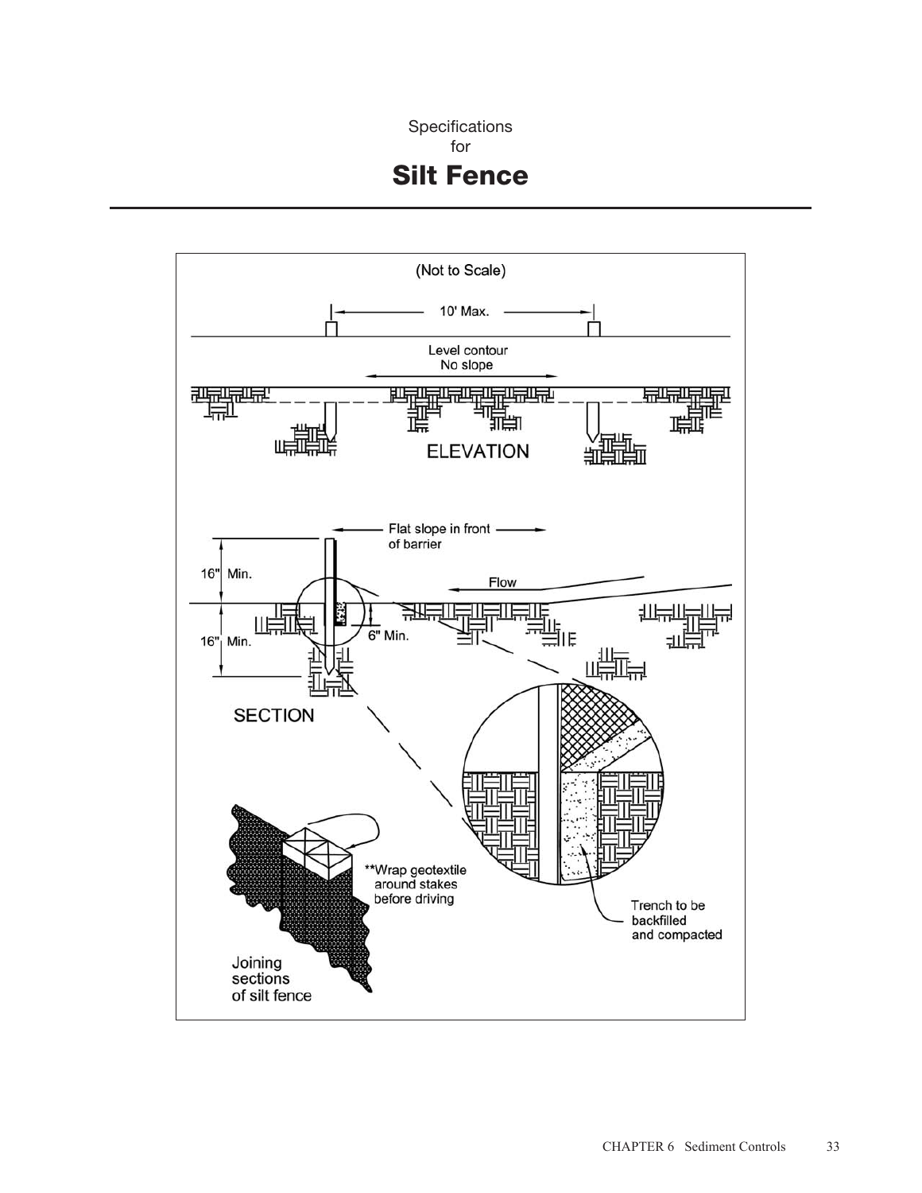Specifications
for

# Silt Fence

(Not to Scale)

10' Max.

Level contour
No slope

ELEVATION

Flat slope in front of barrier

16" Min.

Flow

16" Min.

6" Min.

SECTION

**Wrap geotextile around stakes before driving

Trench to be backfilled and compacted

Joining sections of silt fence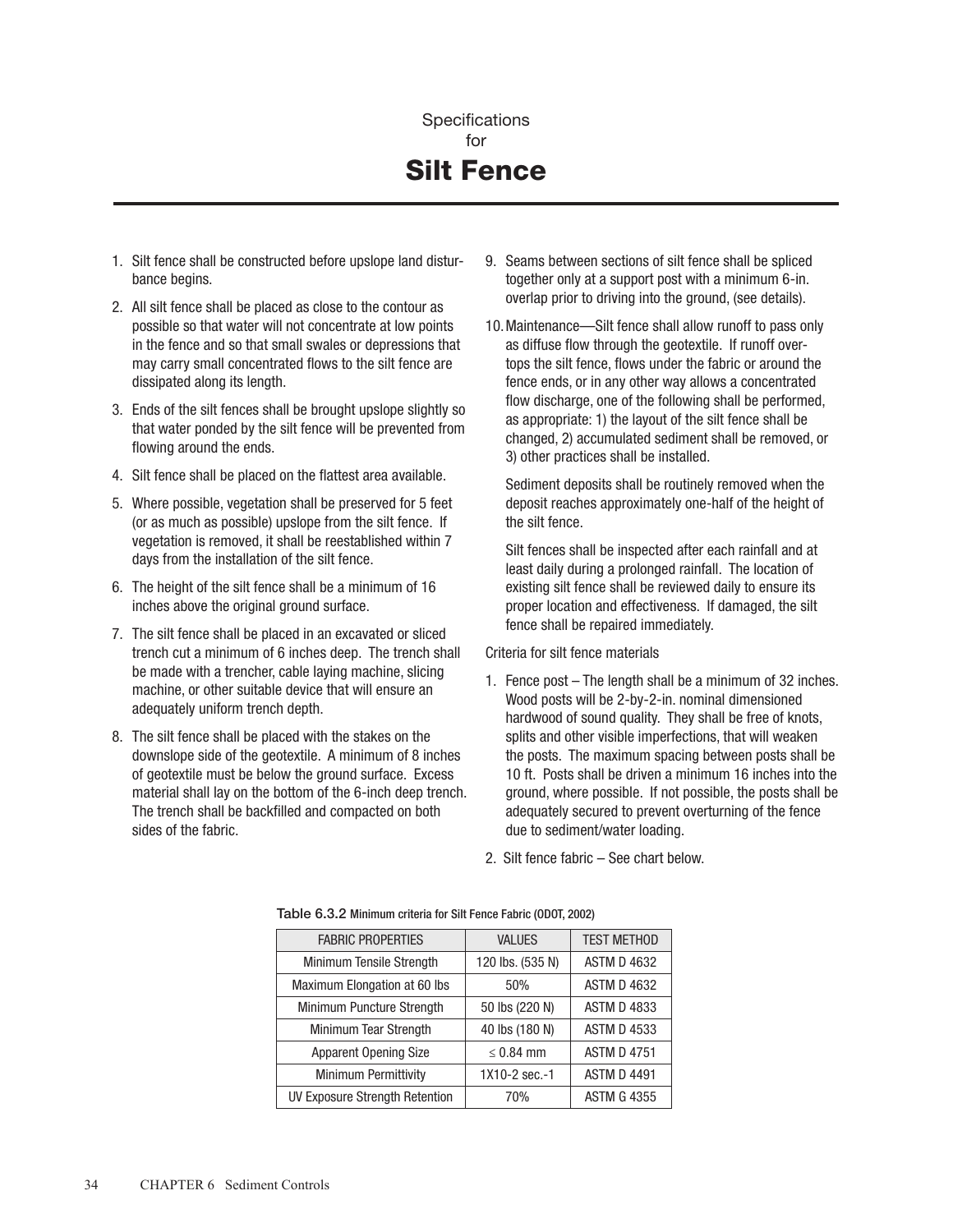Specifications
for

# Silt Fence

1. Silt fence shall be constructed before upslope land disturbance begins.
2. All silt fence shall be placed as close to the contour as possible so that water will not concentrate at low points in the fence and so that small swales or depressions that may carry small concentrated flows to the silt fence are dissipated along its length.
3. Ends of the silt fences shall be brought upslope slightly so that water ponded by the silt fence will be prevented from flowing around the ends.
4. Silt fence shall be placed on the flattest area available.
5. Where possible, vegetation shall be preserved for 5 feet (or as much as possible) upslope from the silt fence. If vegetation is removed, it shall be reestablished within 7 days from the installation of the silt fence.
6. The height of the silt fence shall be a minimum of 16 inches above the original ground surface.
7. The silt fence shall be placed in an excavated or sliced trench cut a minimum of 6 inches deep. The trench shall be made with a trencher, cable laying machine, slicing machine, or other suitable device that will ensure an adequately uniform trench depth.
8. The silt fence shall be placed with the stakes on the downslope side of the geotextile. A minimum of 8 inches of geotextile must be below the ground surface. Excess material shall lay on the bottom of the 6-inch deep trench. The trench shall be backfilled and compacted on both sides of the fabric.
9. Seams between sections of silt fence shall be spliced together only at a support post with a minimum 6-in. overlap prior to driving into the ground, (see details).
10. Maintenance—Silt fence shall allow runoff to pass only as diffuse flow through the geotextile. If runoff overtops the silt fence, flows under the fabric or around the fence ends, or in any other way allows a concentrated flow discharge, one of the following shall be performed, as appropriate: 1) the layout of the silt fence shall be changed, 2) accumulated sediment shall be removed, or 3) other practices shall be installed.

    Sediment deposits shall be routinely removed when the deposit reaches approximately one-half of the height of the silt fence.

    Silt fences shall be inspected after each rainfall and at least daily during a prolonged rainfall. The location of existing silt fence shall be reviewed daily to ensure its proper location and effectiveness. If damaged, the silt fence shall be repaired immediately.

Criteria for silt fence materials

1. Fence post – The length shall be a minimum of 32 inches. Wood posts will be 2-by-2-in. nominal dimensioned hardwood of sound quality. They shall be free of knots, splits and other visible imperfections, that will weaken the posts. The maximum spacing between posts shall be 10 ft. Posts shall be driven a minimum 16 inches into the ground, where possible. If not possible, the posts shall be adequately secured to prevent overturning of the fence due to sediment/water loading.
2. Silt fence fabric – See chart below.

Table 6.3.2 Minimum criteria for Silt Fence Fabric (ODOT, 2002)

| FABRIC PROPERTIES | VALUES | TEST METHOD |
|---|---|---|
| Minimum Tensile Strength | 120 lbs. (535 N) | ASTM D 4632 |
| Maximum Elongation at 60 lbs | 50% | ASTM D 4632 |
| Minimum Puncture Strength | 50 lbs (220 N) | ASTM D 4833 |
| Minimum Tear Strength | 40 lbs (180 N) | ASTM D 4533 |
| Apparent Opening Size | $\leq$ 0.84 mm | ASTM D 4751 |
| Minimum Permittivity | 1X10-2 sec.-1 | ASTM D 4491 |
| UV Exposure Strength Retention | 70% | ASTM G 4355 |